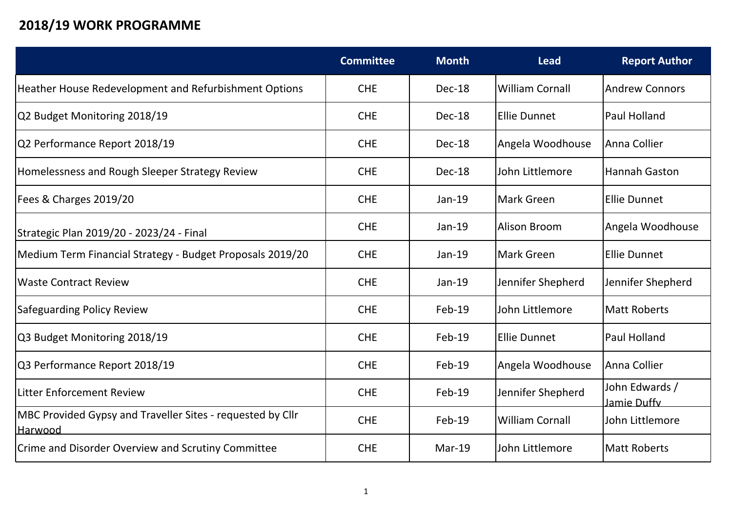# 2018/19 WORK PROGRAMME

| | Committee | Month | Lead | Report Author |
|---|---|---|---|---|
| Heather House Redevelopment and Refurbishment Options | CHE | Dec-18 | William Cornall | Andrew Connors |
| Q2 Budget Monitoring 2018/19 | CHE | Dec-18 | Ellie Dunnet | Paul Holland |
| Q2 Performance Report 2018/19 | CHE | Dec-18 | Angela Woodhouse | Anna Collier |
| Homelessness and Rough Sleeper Strategy Review | CHE | Dec-18 | John Littlemore | Hannah Gaston |
| Fees & Charges 2019/20 | CHE | Jan-19 | Mark Green | Ellie Dunnet |
| Strategic Plan 2019/20 - 2023/24 - Final | CHE | Jan-19 | Alison Broom | Angela Woodhouse |
| Medium Term Financial Strategy - Budget Proposals 2019/20 | CHE | Jan-19 | Mark Green | Ellie Dunnet |
| Waste Contract Review | CHE | Jan-19 | Jennifer Shepherd | Jennifer Shepherd |
| Safeguarding Policy Review | CHE | Feb-19 | John Littlemore | Matt Roberts |
| Q3 Budget Monitoring 2018/19 | CHE | Feb-19 | Ellie Dunnet | Paul Holland |
| Q3 Performance Report 2018/19 | CHE | Feb-19 | Angela Woodhouse | Anna Collier |
| Litter Enforcement Review | CHE | Feb-19 | Jennifer Shepherd | John Edwards / Jamie Duffy |
| MBC Provided Gypsy and Traveller Sites - requested by Cllr Harwood | CHE | Feb-19 | William Cornall | John Littlemore |
| Crime and Disorder Overview and Scrutiny Committee | CHE | Mar-19 | John Littlemore | Matt Roberts |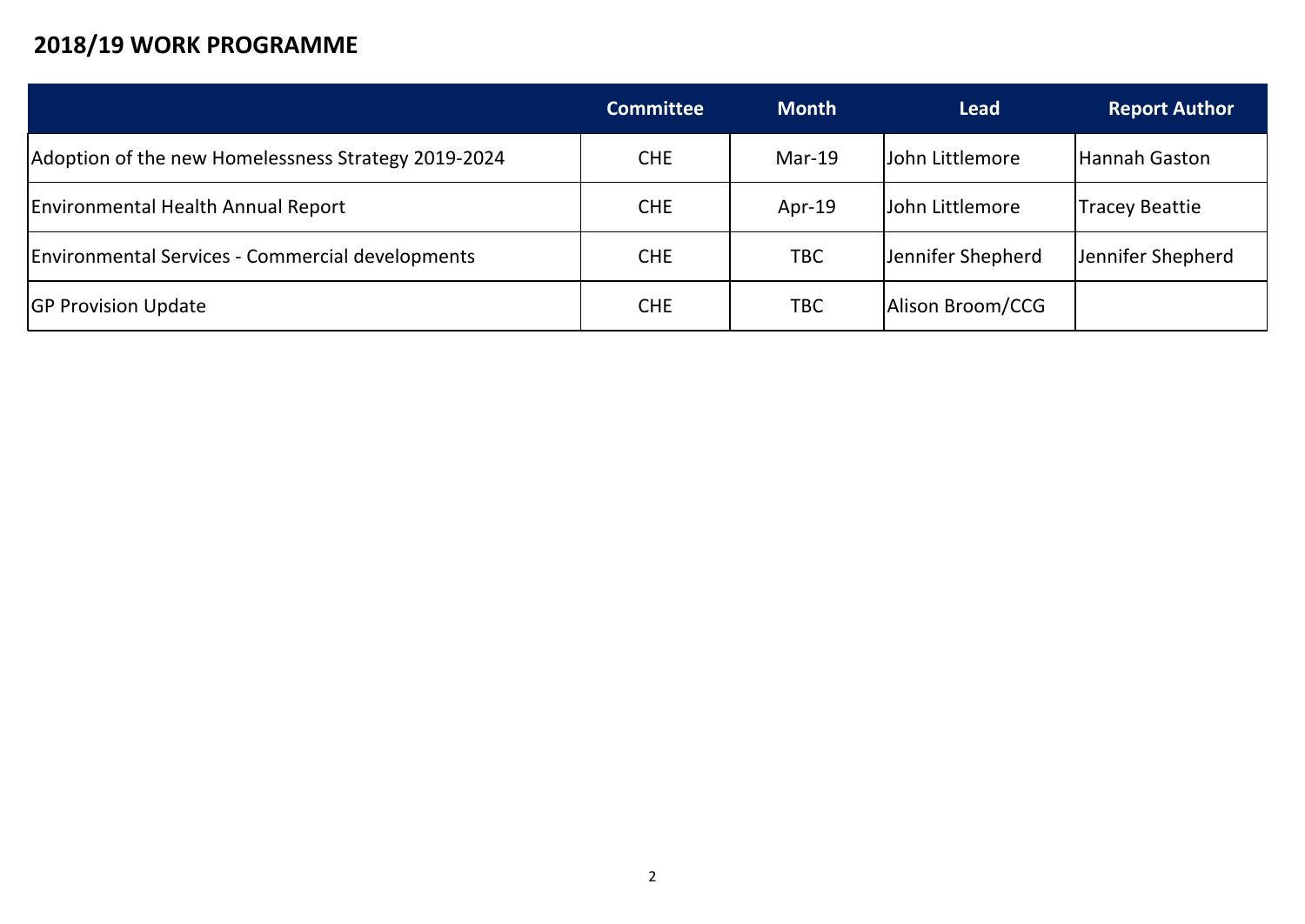## 2018/19 WORK PROGRAMME

| | Committee | Month | Lead | Report Author |
|---|---|---|---|---|
| Adoption of the new Homelessness Strategy 2019-2024 | CHE | Mar-19 | John Littlemore | Hannah Gaston |
| Environmental Health Annual Report | CHE | Apr-19 | John Littlemore | Tracey Beattie |
| Environmental Services - Commercial developments | CHE | TBC | Jennifer Shepherd | Jennifer Shepherd |
| GP Provision Update | CHE | TBC | Alison Broom/CCG | |